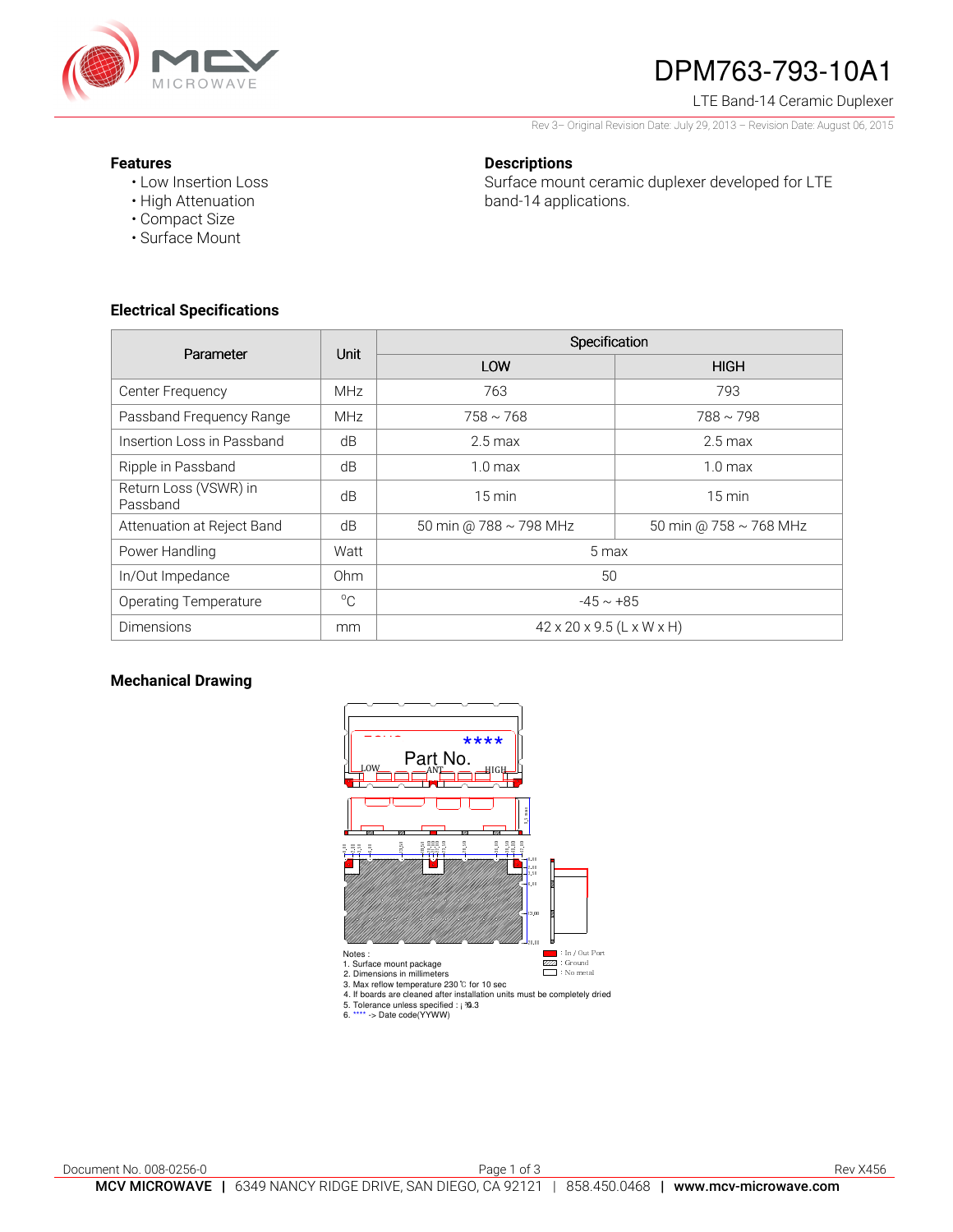# DPM763-793-10A1

LTE Band-14 Ceramic Duplexer

Rev 3– Original Revision Date: July 29, 2013 – Revision Date: August 06, 2015

### Features

- Low Insertion Loss
- High Attenuation
- Compact Size
- Surface Mount

### Descriptions

Surface mount ceramic duplexer developed for LTE band-14 applications.

### Electrical Specifications

| Parameter | Unit | Specification | |
|---|---|---|---|
| | | LOW | HIGH |
| Center Frequency | MHz | 763 | 793 |
| Passband Frequency Range | MHz | 758 ~ 768 | 788 ~ 798 |
| Insertion Loss in Passband | dB | 2.5 max | 2.5 max |
| Ripple in Passband | dB | 1.0 max | 1.0 max |
| Return Loss (VSWR) in Passband | dB | 15 min | 15 min |
| Attenuation at Reject Band | dB | 50 min @ 788 ~ 798 MHz | 50 min @ 758 ~ 768 MHz |
| Power Handling | Watt | 5 max | |
| In/Out Impedance | Ohm | 50 | |
| Operating Temperature | °C | -45 ~ +85 | |
| Dimensions | mm | 42 x 20 x 9.5 (L x W x H) | |

### Mechanical Drawing

****

Part No.

LOW ANT HIGH

Notes :
1. Surface mount package
2. Dimensions in millimeters
3. Max reflow temperature 230℃ for 10 sec
4. If boards are cleaned after installation units must be completely dried
5. Tolerance unless specified : ±0.3
6. **** -> Date code(YYWW)

: In / Out Port
: Ground
: No metal

Document No. 008-0256-0

Rev X456

**MCV MICROWAVE** | 6349 NANCY RIDGE DRIVE, SAN DIEGO, CA 92121 | 858.450.0468 | **www.mcv-microwave.com**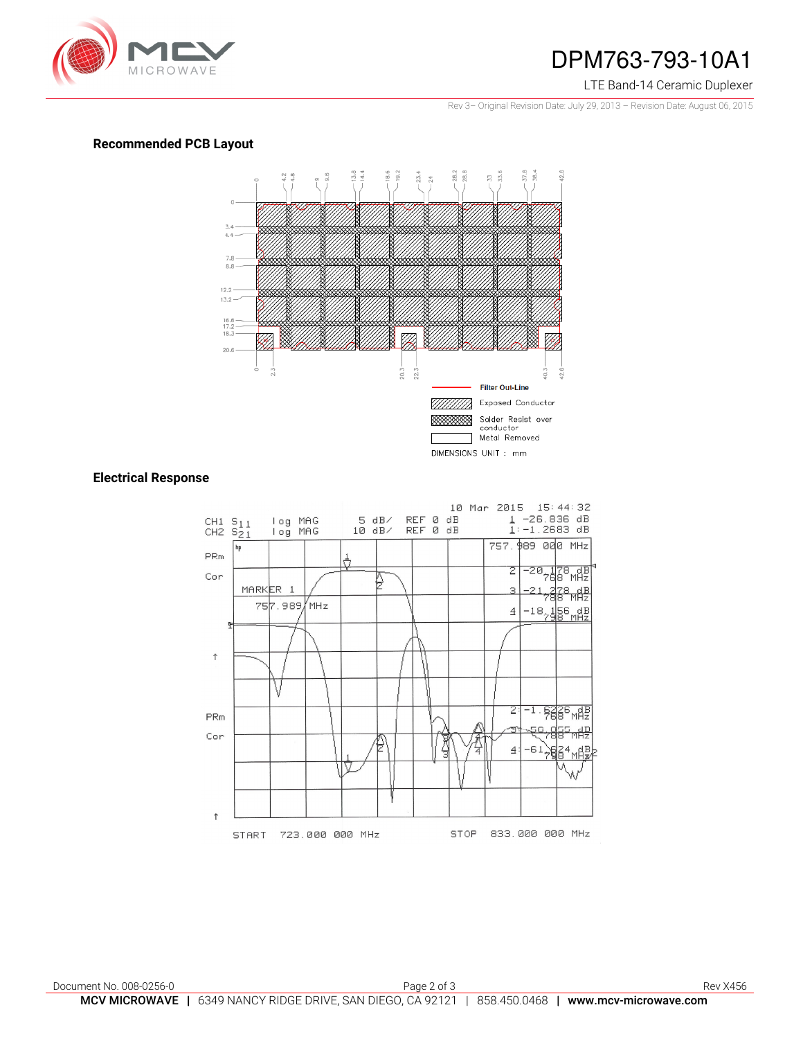## Recommended PCB Layout

Filter Out-Line

Exposed Conductor

Solder Resist over conductor

Metal Removed

DIMENSIONS UNIT : mm

## Electrical Response

10 Mar 2015 15:44:32

CH1 $S_{11}$ log MAG 5 dB/ REF 0 dB 1 -26.836 dB

CH2 $S_{21}$ log MAG 10 dB/ REF 0 dB 1:-1.2683 dB

757.989 000 MHz

MARKER 1

757.989 MHz

START 723.000 000 MHz STOP 833.000 000 MHz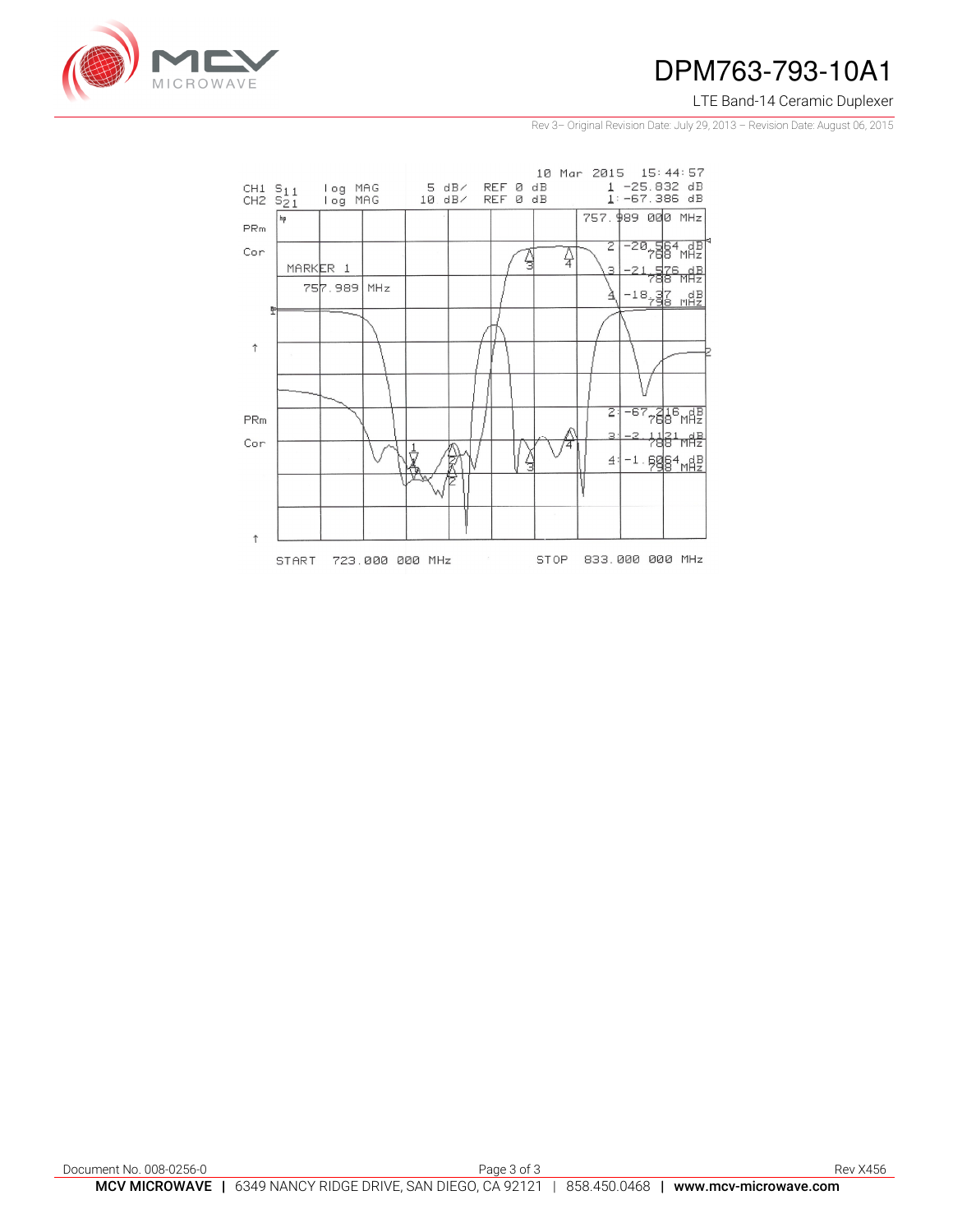# DPM763-793-10A1

LTE Band-14 Ceramic Duplexer

Rev 3– Original Revision Date: July 29, 2013 – Revision Date: August 06, 2015

10 Mar 2015 15:44:57

CH1 S11 log MAG 5 dB/ REF 0 dB 1 -25.832 dB

CH2 S21 log MAG 10 dB/ REF 0 dB 1: -67.386 dB

757.989 000 MHz

PRm

Cor

MARKER 1

757.989 MHz

2 -20.564 dB 788 MHz

3 -21.576 dB 788 MHz

4 -18.37 dB 798 MHz

2: -67.216 dB 768 MHz

3: -2.1121 dB 788 MHz

4: -1.6064 dB 798 MHz

PRm

Cor

START 723.000 000 MHz STOP 833.000 000 MHz

Document No. 008-0256-0

Rev X456

**MCV MICROWAVE** | 6349 NANCY RIDGE DRIVE, SAN DIEGO, CA 92121 | 858.450.0468 | **www.mcv-microwave.com**